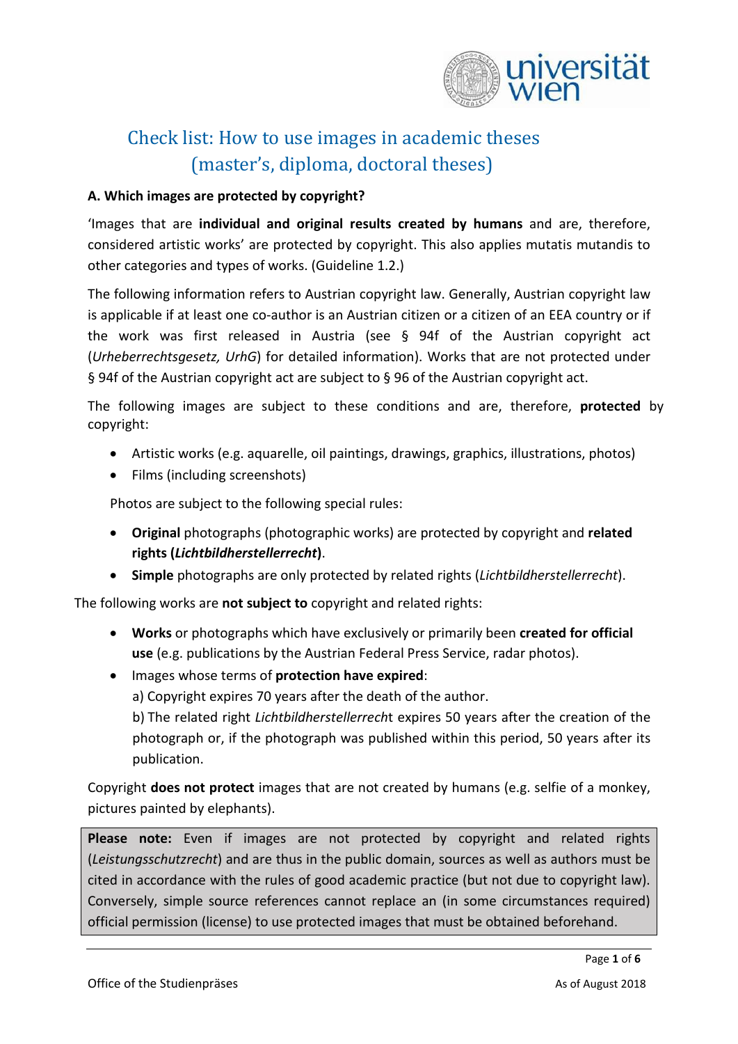# Check list: How to use images in academic theses (master's, diploma, doctoral theses)

**A. Which images are protected by copyright?**

'Images that are **individual and original results created by humans** and are, therefore, considered artistic works' are protected by copyright. This also applies mutatis mutandis to other categories and types of works. (Guideline 1.2.)

The following information refers to Austrian copyright law. Generally, Austrian copyright law is applicable if at least one co-author is an Austrian citizen or a citizen of an EEA country or if the work was first released in Austria (see § 94f of the Austrian copyright act (*Urheberrechtsgesetz, UrhG*) for detailed information). Works that are not protected under § 94f of the Austrian copyright act are subject to § 96 of the Austrian copyright act.

The following images are subject to these conditions and are, therefore, **protected** by copyright:

- Artistic works (e.g. aquarelle, oil paintings, drawings, graphics, illustrations, photos)
- Films (including screenshots)

Photos are subject to the following special rules:

- **Original** photographs (photographic works) are protected by copyright and **related rights (*Lichtbildherstellerrecht*)**.
- **Simple** photographs are only protected by related rights (*Lichtbildherstellerrecht*).

The following works are **not subject to** copyright and related rights:

- **Works** or photographs which have exclusively or primarily been **created for official use** (e.g. publications by the Austrian Federal Press Service, radar photos).
- Images whose terms of **protection have expired**:
  a) Copyright expires 70 years after the death of the author.
  b) The related right *Lichtbildherstellerrecht* expires 50 years after the creation of the photograph or, if the photograph was published within this period, 50 years after its publication.

Copyright **does not protect** images that are not created by humans (e.g. selfie of a monkey, pictures painted by elephants).

> **Please note:** Even if images are not protected by copyright and related rights (*Leistungsschutzrecht*) and are thus in the public domain, sources as well as authors must be cited in accordance with the rules of good academic practice (but not due to copyright law). Conversely, simple source references cannot replace an (in some circumstances required) official permission (license) to use protected images that must be obtained beforehand.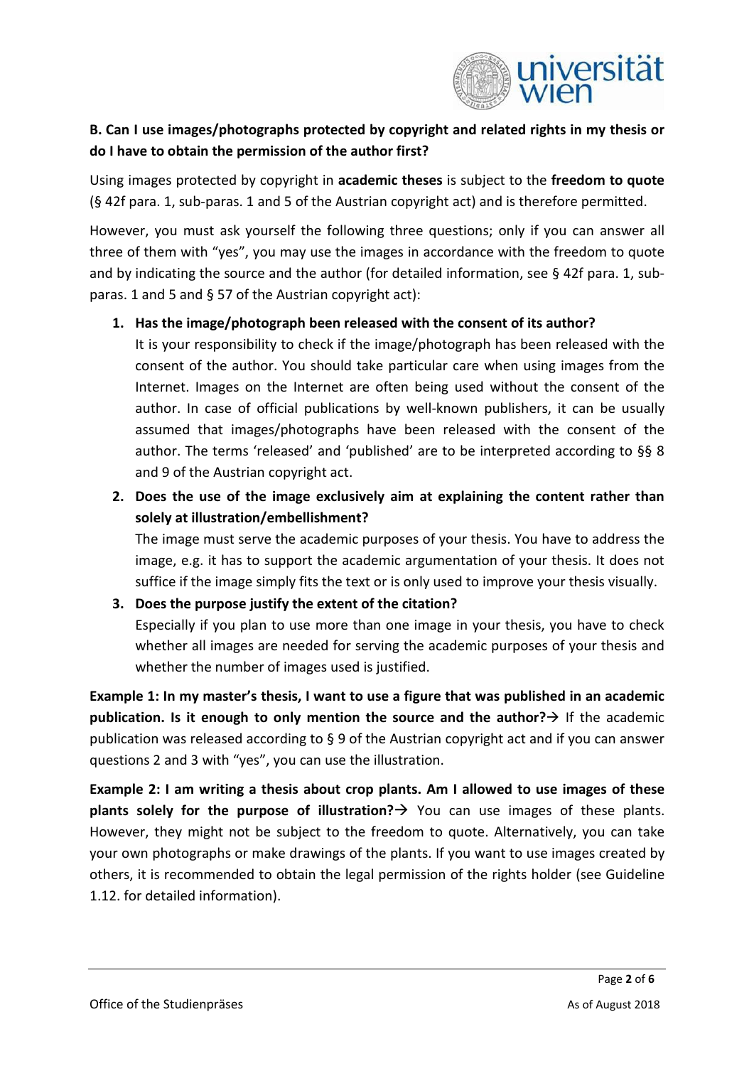**B. Can I use images/photographs protected by copyright and related rights in my thesis or do I have to obtain the permission of the author first?**

Using images protected by copyright in **academic theses** is subject to the **freedom to quote** (§ 42f para. 1, sub-paras. 1 and 5 of the Austrian copyright act) and is therefore permitted.

However, you must ask yourself the following three questions; only if you can answer all three of them with "yes", you may use the images in accordance with the freedom to quote and by indicating the source and the author (for detailed information, see § 42f para. 1, sub-paras. 1 and 5 and § 57 of the Austrian copyright act):

1. **Has the image/photograph been released with the consent of its author?**
   It is your responsibility to check if the image/photograph has been released with the consent of the author. You should take particular care when using images from the Internet. Images on the Internet are often being used without the consent of the author. In case of official publications by well-known publishers, it can be usually assumed that images/photographs have been released with the consent of the author. The terms 'released' and 'published' are to be interpreted according to §§ 8 and 9 of the Austrian copyright act.
2. **Does the use of the image exclusively aim at explaining the content rather than solely at illustration/embellishment?**
   The image must serve the academic purposes of your thesis. You have to address the image, e.g. it has to support the academic argumentation of your thesis. It does not suffice if the image simply fits the text or is only used to improve your thesis visually.
3. **Does the purpose justify the extent of the citation?**
   Especially if you plan to use more than one image in your thesis, you have to check whether all images are needed for serving the academic purposes of your thesis and whether the number of images used is justified.

**Example 1: In my master's thesis, I want to use a figure that was published in an academic publication. Is it enough to only mention the source and the author?**→ If the academic publication was released according to § 9 of the Austrian copyright act and if you can answer questions 2 and 3 with "yes", you can use the illustration.

**Example 2: I am writing a thesis about crop plants. Am I allowed to use images of these plants solely for the purpose of illustration?**→ You can use images of these plants. However, they might not be subject to the freedom to quote. Alternatively, you can take your own photographs or make drawings of the plants. If you want to use images created by others, it is recommended to obtain the legal permission of the rights holder (see Guideline 1.12. for detailed information).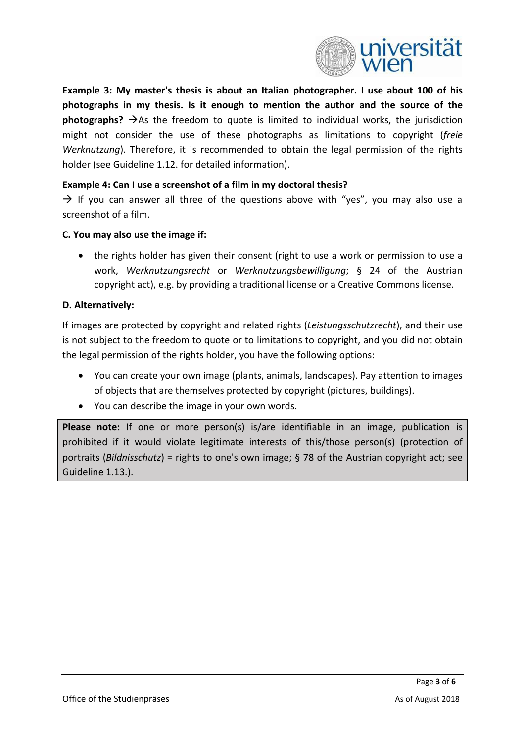**Example 3: My master's thesis is about an Italian photographer. I use about 100 of his photographs in my thesis. Is it enough to mention the author and the source of the photographs?** →As the freedom to quote is limited to individual works, the jurisdiction might not consider the use of these photographs as limitations to copyright (*freie Werknutzung*). Therefore, it is recommended to obtain the legal permission of the rights holder (see Guideline 1.12. for detailed information).

**Example 4: Can I use a screenshot of a film in my doctoral thesis?**

→ If you can answer all three of the questions above with "yes", you may also use a screenshot of a film.

**C. You may also use the image if:**

- the rights holder has given their consent (right to use a work or permission to use a work, *Werknutzungsrecht* or *Werknutzungsbewilligung*; § 24 of the Austrian copyright act), e.g. by providing a traditional license or a Creative Commons license.

**D. Alternatively:**

If images are protected by copyright and related rights (*Leistungsschutzrecht*), and their use is not subject to the freedom to quote or to limitations to copyright, and you did not obtain the legal permission of the rights holder, you have the following options:

- You can create your own image (plants, animals, landscapes). Pay attention to images of objects that are themselves protected by copyright (pictures, buildings).
- You can describe the image in your own words.

**Please note:** If one or more person(s) is/are identifiable in an image, publication is prohibited if it would violate legitimate interests of this/those person(s) (protection of portraits (*Bildnisschutz*) = rights to one's own image; § 78 of the Austrian copyright act; see Guideline 1.13.).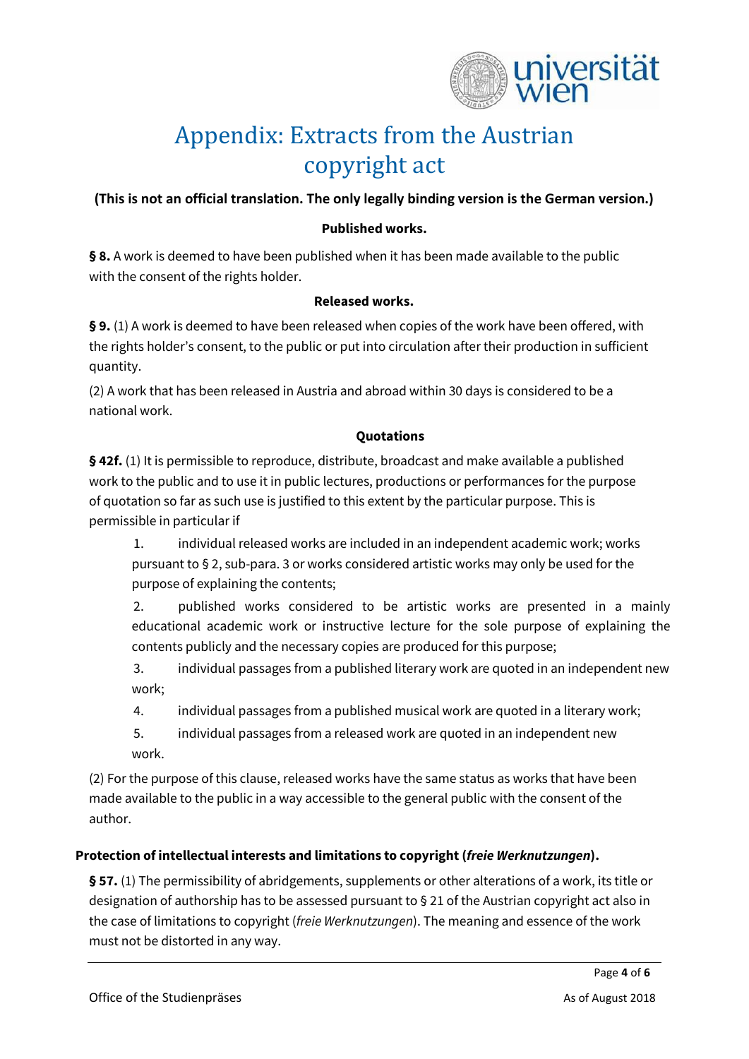# Appendix: Extracts from the Austrian copyright act

**(This is not an official translation. The only legally binding version is the German version.)**

**Published works.**

**§ 8.** A work is deemed to have been published when it has been made available to the public with the consent of the rights holder.

**Released works.**

**§ 9.** (1) A work is deemed to have been released when copies of the work have been offered, with the rights holder's consent, to the public or put into circulation after their production in sufficient quantity.

(2) A work that has been released in Austria and abroad within 30 days is considered to be a national work.

**Quotations**

**§ 42f.** (1) It is permissible to reproduce, distribute, broadcast and make available a published work to the public and to use it in public lectures, productions or performances for the purpose of quotation so far as such use is justified to this extent by the particular purpose. This is permissible in particular if

1. individual released works are included in an independent academic work; works pursuant to § 2, sub-para. 3 or works considered artistic works may only be used for the purpose of explaining the contents;
2. published works considered to be artistic works are presented in a mainly educational academic work or instructive lecture for the sole purpose of explaining the contents publicly and the necessary copies are produced for this purpose;
3. individual passages from a published literary work are quoted in an independent new work;
4. individual passages from a published musical work are quoted in a literary work;
5. individual passages from a released work are quoted in an independent new work.

(2) For the purpose of this clause, released works have the same status as works that have been made available to the public in a way accessible to the general public with the consent of the author.

**Protection of intellectual interests and limitations to copyright (*freie Werknutzungen*).**

**§ 57.** (1) The permissibility of abridgements, supplements or other alterations of a work, its title or designation of authorship has to be assessed pursuant to § 21 of the Austrian copyright act also in the case of limitations to copyright (*freie Werknutzungen*). The meaning and essence of the work must not be distorted in any way.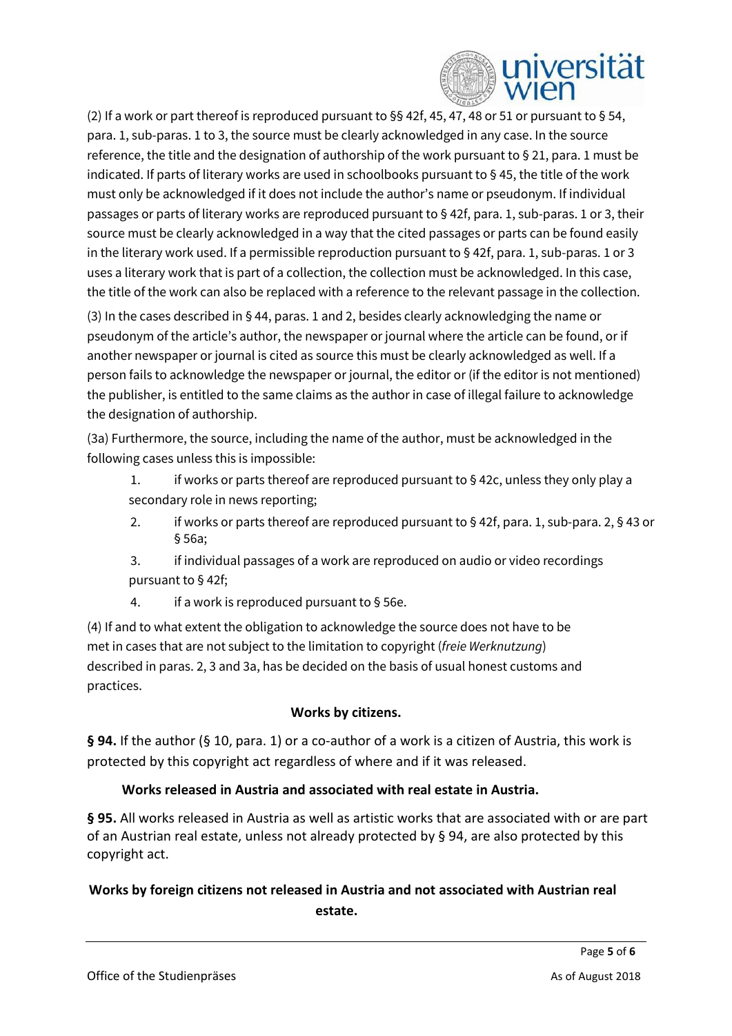(2) If a work or part thereof is reproduced pursuant to §§ 42f, 45, 47, 48 or 51 or pursuant to § 54, para. 1, sub-paras. 1 to 3, the source must be clearly acknowledged in any case. In the source reference, the title and the designation of authorship of the work pursuant to § 21, para. 1 must be indicated. If parts of literary works are used in schoolbooks pursuant to § 45, the title of the work must only be acknowledged if it does not include the author's name or pseudonym. If individual passages or parts of literary works are reproduced pursuant to § 42f, para. 1, sub-paras. 1 or 3, their source must be clearly acknowledged in a way that the cited passages or parts can be found easily in the literary work used. If a permissible reproduction pursuant to § 42f, para. 1, sub-paras. 1 or 3 uses a literary work that is part of a collection, the collection must be acknowledged. In this case, the title of the work can also be replaced with a reference to the relevant passage in the collection.

(3) In the cases described in § 44, paras. 1 and 2, besides clearly acknowledging the name or pseudonym of the article's author, the newspaper or journal where the article can be found, or if another newspaper or journal is cited as source this must be clearly acknowledged as well. If a person fails to acknowledge the newspaper or journal, the editor or (if the editor is not mentioned) the publisher, is entitled to the same claims as the author in case of illegal failure to acknowledge the designation of authorship.

(3a) Furthermore, the source, including the name of the author, must be acknowledged in the following cases unless this is impossible:

1. if works or parts thereof are reproduced pursuant to § 42c, unless they only play a secondary role in news reporting;
2. if works or parts thereof are reproduced pursuant to § 42f, para. 1, sub-para. 2, § 43 or § 56a;
3. if individual passages of a work are reproduced on audio or video recordings pursuant to § 42f;
4. if a work is reproduced pursuant to § 56e.

(4) If and to what extent the obligation to acknowledge the source does not have to be met in cases that are not subject to the limitation to copyright (*freie Werknutzung*) described in paras. 2, 3 and 3a, has be decided on the basis of usual honest customs and practices.

**Works by citizens.**

**§ 94.** If the author (§ 10, para. 1) or a co-author of a work is a citizen of Austria, this work is protected by this copyright act regardless of where and if it was released.

**Works released in Austria and associated with real estate in Austria.**

**§ 95.** All works released in Austria as well as artistic works that are associated with or are part of an Austrian real estate, unless not already protected by § 94, are also protected by this copyright act.

**Works by foreign citizens not released in Austria and not associated with Austrian real estate.**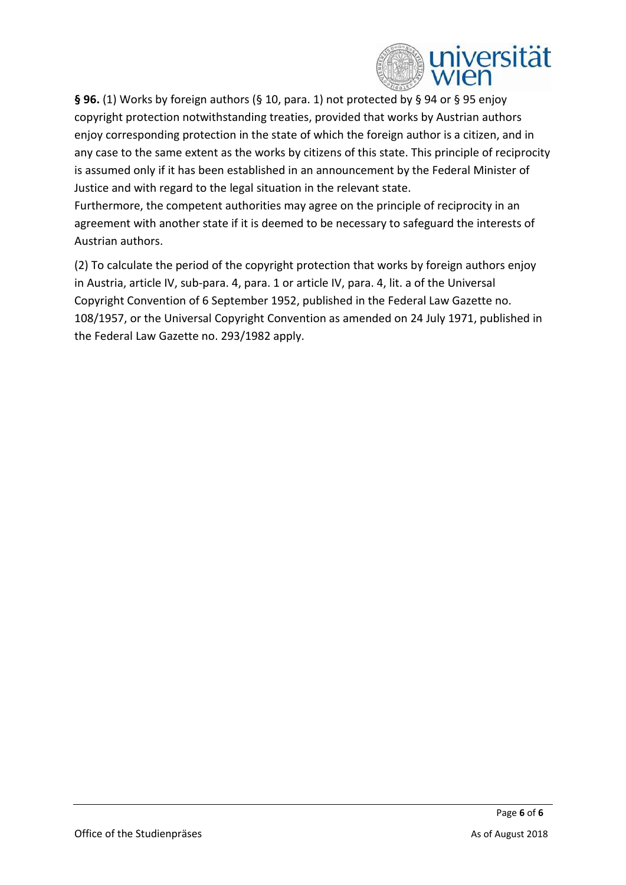**§ 96.** (1) Works by foreign authors (§ 10, para. 1) not protected by § 94 or § 95 enjoy copyright protection notwithstanding treaties, provided that works by Austrian authors enjoy corresponding protection in the state of which the foreign author is a citizen, and in any case to the same extent as the works by citizens of this state. This principle of reciprocity is assumed only if it has been established in an announcement by the Federal Minister of Justice and with regard to the legal situation in the relevant state.
Furthermore, the competent authorities may agree on the principle of reciprocity in an agreement with another state if it is deemed to be necessary to safeguard the interests of Austrian authors.

(2) To calculate the period of the copyright protection that works by foreign authors enjoy in Austria, article IV, sub-para. 4, para. 1 or article IV, para. 4, lit. a of the Universal Copyright Convention of 6 September 1952, published in the Federal Law Gazette no. 108/1957, or the Universal Copyright Convention as amended on 24 July 1971, published in the Federal Law Gazette no. 293/1982 apply.